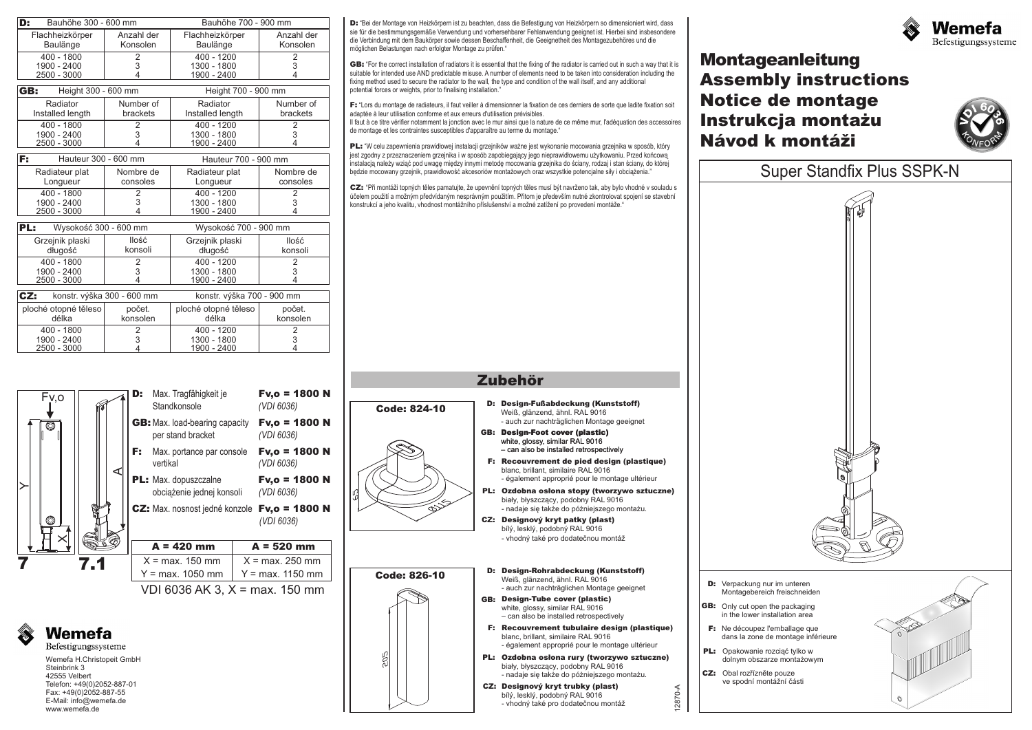# Montageanleitung
# Assembly instructions
# Notice de montage
# Instrukcja montażu
# Návod k montáži

## Super Standfix Plus SSPK-N

**D:** Verpackung nur im unteren Montagebereich freischneiden

**GB:** Only cut open the packaging in the lower installation area

**F:** Ne découpez l'emballage que dans la zone de montage inférieure

**PL:** Opakowanie rozciąć tylko w dolnym obszarze montażowym

**CZ:** Obal rozřízněte pouze ve spodní montážní části

| **D:** Bauhöhe 300 - 600 mm | | Bauhöhe 700 - 900 mm | |
|---|---|---|---|
| Flachheizkörper Baulänge | Anzahl der Konsolen | Flachheizkörper Baulänge | Anzahl der Konsolen |
| 400 - 1800 | 2 | 400 - 1200 | 2 |
| 1900 - 2400 | 3 | 1300 - 1800 | 3 |
| 2500 - 3000 | 4 | 1900 - 2400 | 4 |

| **GB:** Height 300 - 600 mm | | Height 700 - 900 mm | |
|---|---|---|---|
| Radiator Installed length | Number of brackets | Radiator Installed length | Number of brackets |
| 400 - 1800 | 2 | 400 - 1200 | 2 |
| 1900 - 2400 | 3 | 1300 - 1800 | 3 |
| 2500 - 3000 | 4 | 1900 - 2400 | 4 |

| **F:** Hauteur 300 - 600 mm | | Hauteur 700 - 900 mm | |
|---|---|---|---|
| Radiateur plat Longueur | Nombre de consoles | Radiateur plat Longueur | Nombre de consoles |
| 400 - 1800 | 2 | 400 - 1200 | 2 |
| 1900 - 2400 | 3 | 1300 - 1800 | 3 |
| 2500 - 3000 | 4 | 1900 - 2400 | 4 |

| **PL:** Wysokość 300 - 600 mm | | Wysokość 700 - 900 mm | |
|---|---|---|---|
| Grzejnik płaski długość | Ilość konsoli | Grzejnik płaski długość | Ilość konsoli |
| 400 - 1800 | 2 | 400 - 1200 | 2 |
| 1900 - 2400 | 3 | 1300 - 1800 | 3 |
| 2500 - 3000 | 4 | 1900 - 2400 | 4 |

| **CZ:** konstr. výška 300 - 600 mm | | konstr. výška 700 - 900 mm | |
|---|---|---|---|
| ploché otopné těleso délka | počet. konsolen | ploché otopné těleso délka | počet. konsolen |
| 400 - 1800 | 2 | 400 - 1200 | 2 |
| 1900 - 2400 | 3 | 1300 - 1800 | 3 |
| 2500 - 3000 | 4 | 1900 - 2400 | 4 |

Fv,o

Y X A

**7** **7.1**

| | | |
|---|---|---|
| **D:** Max. Tragfähigkeit je Standkonsole | **Fv,o = 1800 N** | *(VDI 6036)* |
| **GB:** Max. load-bearing capacity per stand bracket | **Fv,o = 1800 N** | *(VDI 6036)* |
| **F:** Max. portance par console vertikal | **Fv,o = 1800 N** | *(VDI 6036)* |
| **PL:** Max. dopuszczalne obciążenie jednej konsoli | **Fv,o = 1800 N** | *(VDI 6036)* |
| **CZ:** Max. nosnost jedné konzole | **Fv,o = 1800 N** | *(VDI 6036)* |

| A = 420 mm | A = 520 mm |
|---|---|
| X = max. 150 mm | X = max. 250 mm |
| Y = max. 1050 mm | Y = max. 1150 mm |

VDI 6036 AK 3, X = max. 150 mm

**Wemefa** Befestigungssysteme

Wemefa H.Christopeit GmbH
Steinbrink 3
42555 Velbert
Telefon: +49(0)2052-887-01
Fax: +49(0)2052-887-55
E-Mail: info@wemefa.de
www.wemefa.de

**D:** "Bei der Montage von Heizkörpern ist zu beachten, dass die Befestigung von Heizkörpern so dimensioniert wird, dass sie für die bestimmungsgemäße Verwendung und vorhersehbarer Fehlanwendung geeignet ist. Hierbei sind insbesondere die Verbindung mit dem Baukörper sowie dessen Beschaffenheit, die Geeignetheit des Montagezubehöres und die möglichen Belastungen nach erfolgter Montage zu prüfen."

**GB:** "For the correct installation of radiators it is essential that the fixing of the radiator is carried out in such a way that it is suitable for intended use AND predictable misuse. A number of elements need to be taken into consideration including the fixing method used to secure the radiator to the wall, the type and condition of the wall itself, and any additional potential forces or weights, prior to finalising installation."

**F:** "Lors du montage de radiateurs, il faut veiller à dimensionner la fixation de ces derniers de sorte que ladite fixation soit adaptée à leur utilisation conforme et aux erreurs d'utilisation prévisibles.
Il faut à ce titre vérifier notamment la jonction avec le mur ainsi que la nature de ce même mur, l'adéquation des accessoires de montage et les contraintes susceptibles d'apparaître au terme du montage."

**PL:** "W celu zapewnienia prawidłowej instalacji grzejników ważne jest wykonanie mocowania grzejnika w sposób, który jest zgodny z przeznaczeniem grzejnika i w sposób zapobiegający jego nieprawidłowemu użytkowaniu. Przed końcową instalacją należy wziąć pod uwagę między innymi metodę mocowania grzejnika do ściany, rodzaj i stan ściany, do której będzie mocowany grzejnik, prawidłowość akcesoriów montażowych oraz wszystkie potencjalne siły i obciążenia."

**CZ:** "Při montáži topných těles pamatujte, že upevnění topných těles musí být navrženo tak, aby bylo vhodné v souladu s účelem použití a možným předvídaným nesprávným použitím. Přitom je především nutné zkontrolovat spojení se stavební konstrukcí a jeho kvalitu, vhodnost montážního příslušenství a možné zatížení po provedení montáže."

## Zubehör

**Code: 824-10**

65 Ø115

**D: Design-Fußabdeckung (Kunststoff)**
Weiß, glänzend, ähnl. RAL 9016
- auch zur nachträglichen Montage geeignet

**GB: Design-Foot cover (plastic)**
white, glossy, similar RAL 9016
– can also be installed retrospectively

**F: Recouvrement de pied design (plastique)**
blanc, brillant, similaire RAL 9016
- également approprié pour le montage ultérieur

**PL: Ozdobna osłona stopy (tworzywo sztuczne)**
biały, błyszczący, podobny RAL 9016
- nadaje się także do późniejszego montażu.

**CZ: Designový kryt patky (plast)**
bílý, lesklý, podobný RAL 9016
- vhodný také pro dodatečnou montáž

**Code: 826-10**

205

**D: Design-Rohrabdeckung (Kunststoff)**
Weiß, glänzend, ähnl. RAL 9016
- auch zur nachträglichen Montage geeignet

**GB: Design-Tube cover (plastic)**
white, glossy, similar RAL 9016
– can also be installed retrospectively

**F: Recouvrement tubulaire design (plastique)**
blanc, brillant, similaire RAL 9016
- également approprié pour le montage ultérieur

**PL: Ozdobna osłona rury (tworzywo sztuczne)**
biały, błyszczący, podobny RAL 9016
- nadaje się także do późniejszego montażu.

**CZ: Designový kryt trubky (plast)**
bílý, lesklý, podobný RAL 9016
- vhodný také pro dodatečnou montáž

12870-A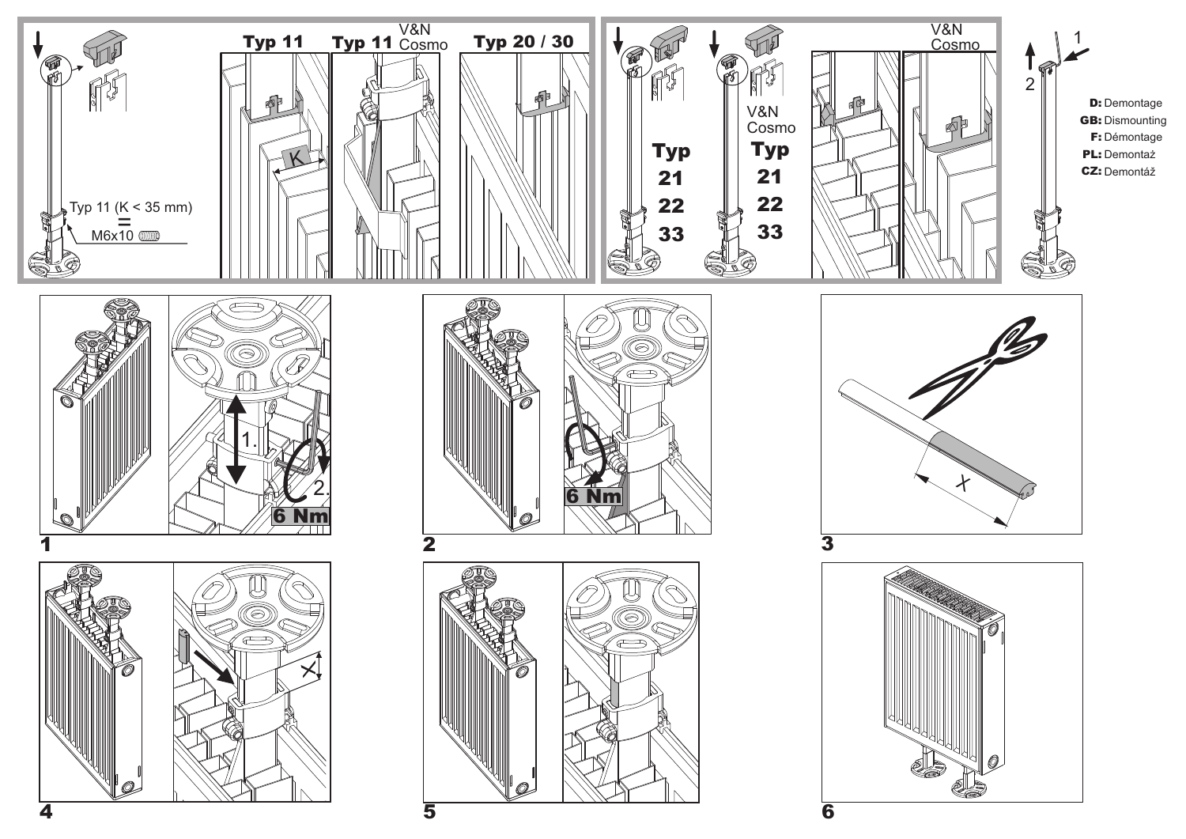Typ 11 | Typ 11 V&N Cosmo | Typ 20 / 30

Typ 11 (K < 35 mm)

=

M6x10

K

Typ 21 22 33

V&N Cosmo Typ 21 22 33

V&N Cosmo

1

2

**D:** Demontage

**GB:** Dismounting

**F:** Démontage

**PL:** Demontaż

**CZ:** Demontáž

1.

2.

6 Nm

**1**

6 Nm

**2**

X

**3**

X

**4**

**5**

**6**